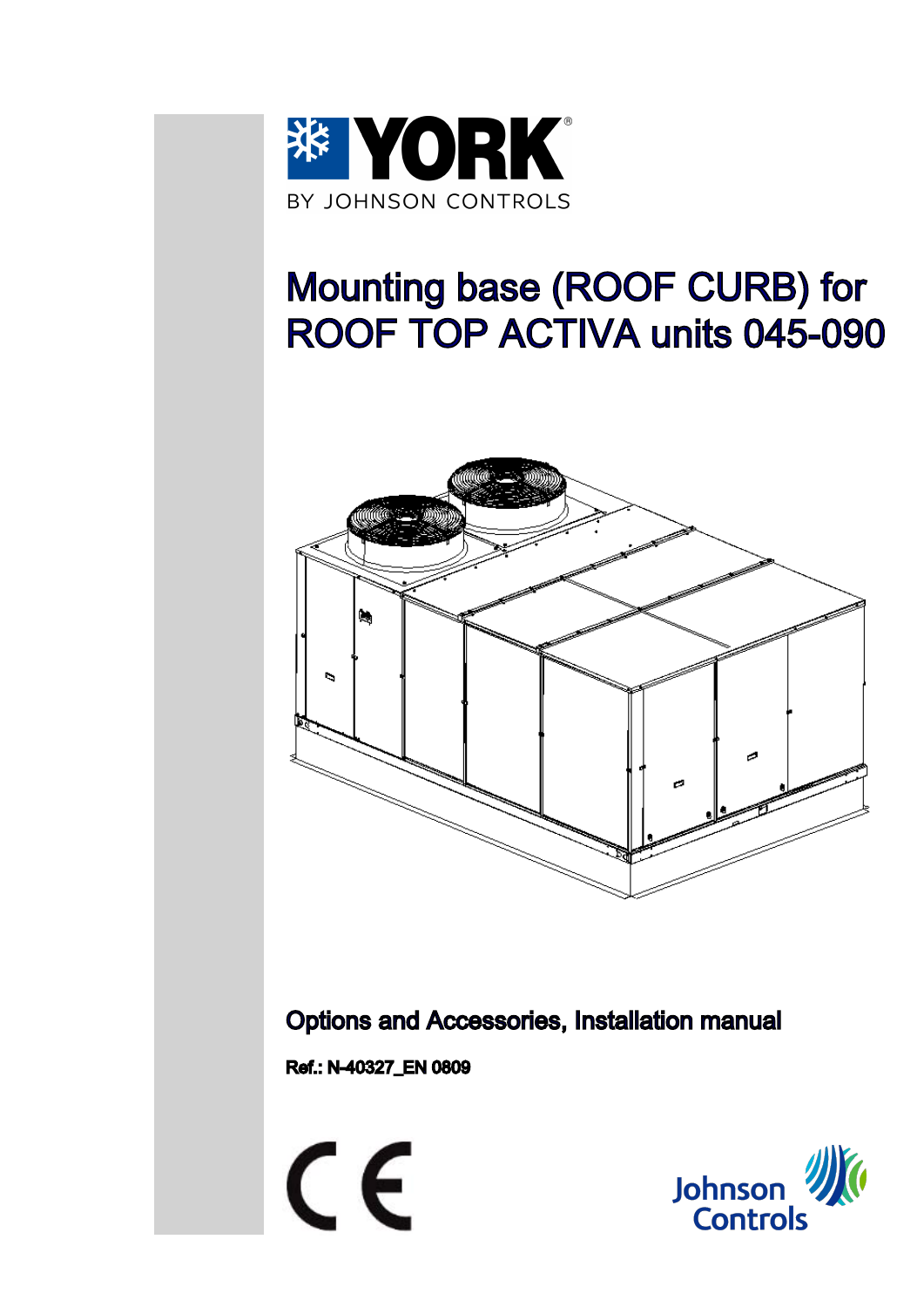YORK

BY JOHNSON CONTROLS

# Mounting base (ROOF CURB) for ROOF TOP ACTIVA units 045-090

**Options and Accessories, Installation manual**

**Ref.: N-40327_EN 0809**

Johnson Controls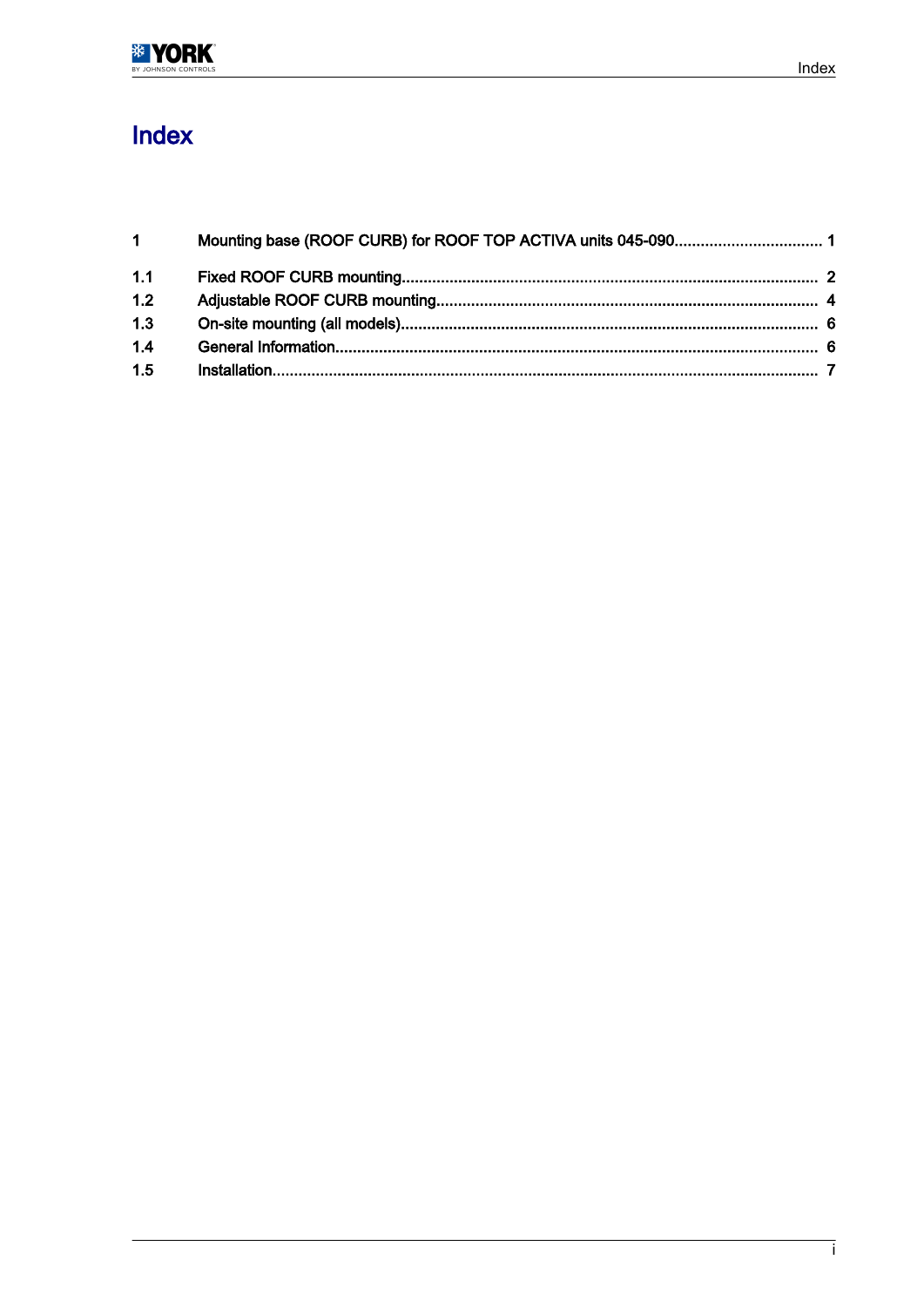# Index

| | | |
|---|---|---|
| 1 | Mounting base (ROOF CURB) for ROOF TOP ACTIVA units 045-090 | 1 |
| 1.1 | Fixed ROOF CURB mounting | 2 |
| 1.2 | Adjustable ROOF CURB mounting | 4 |
| 1.3 | On-site mounting (all models) | 6 |
| 1.4 | General Information | 6 |
| 1.5 | Installation | 7 |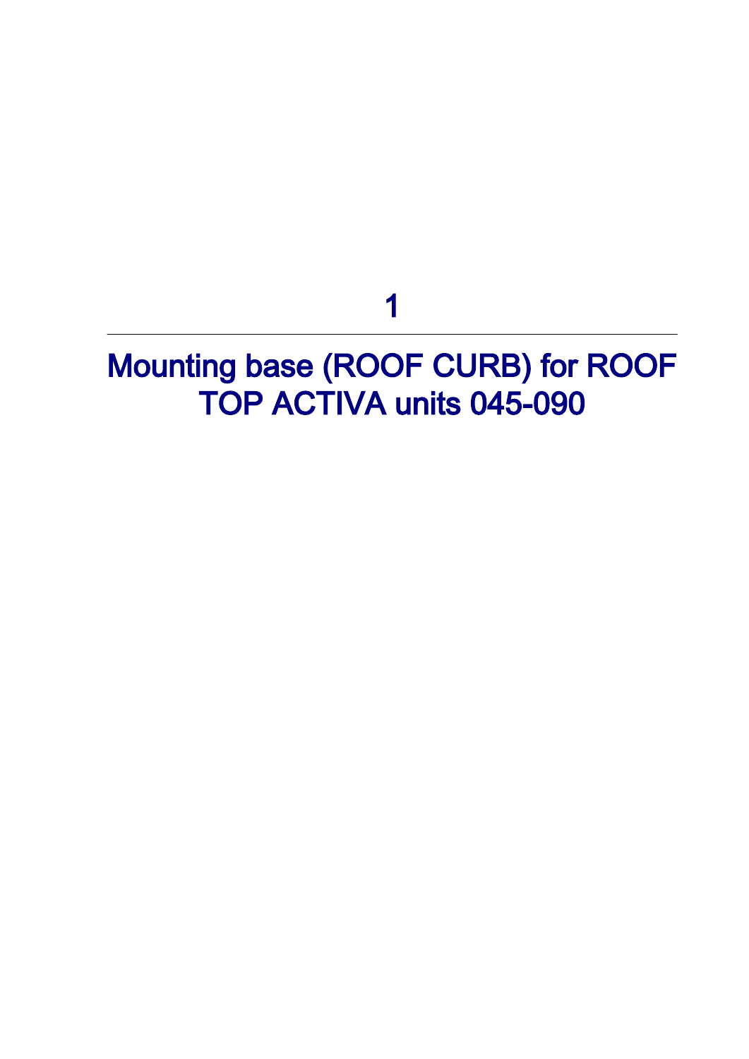# 1

# Mounting base (ROOF CURB) for ROOF TOP ACTIVA units 045-090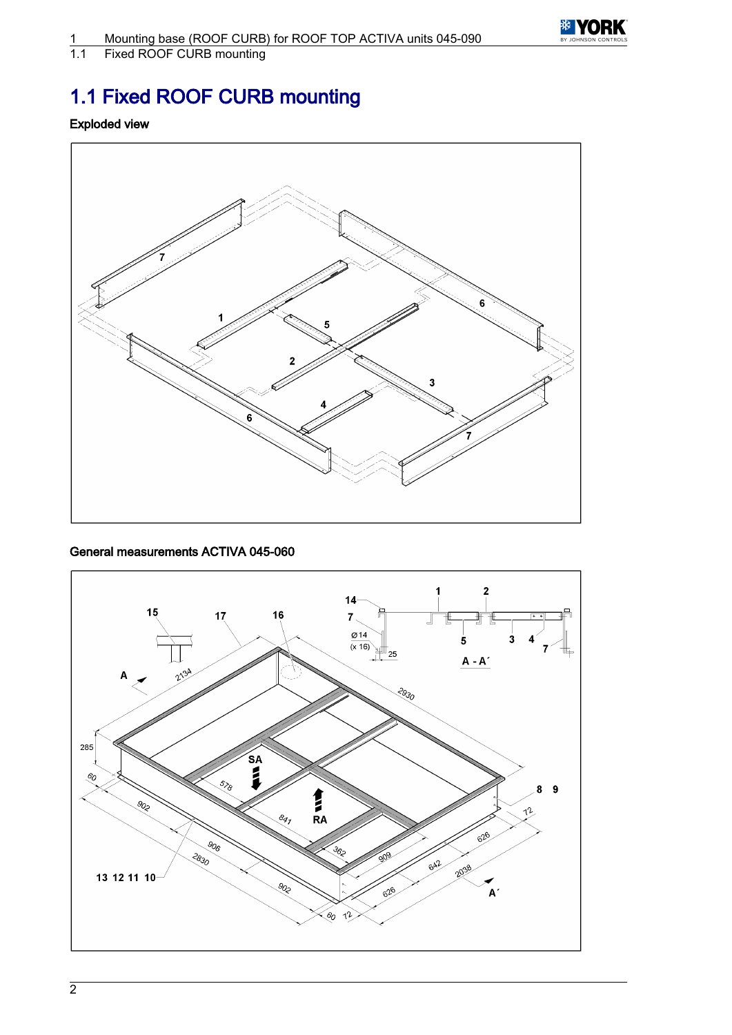# 1.1 Fixed ROOF CURB mounting

**Exploded view**

**General measurements ACTIVA 045-060**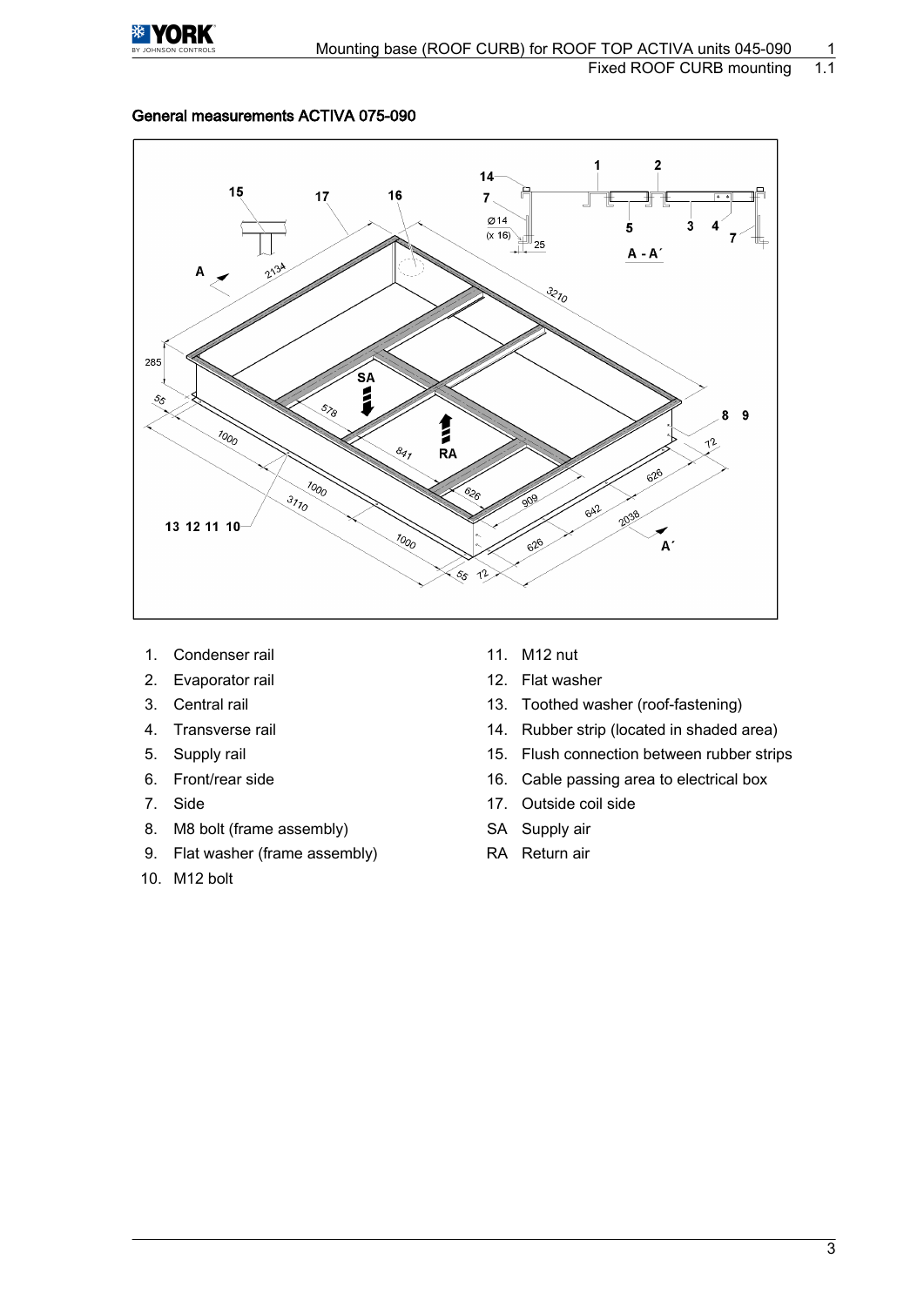## General measurements ACTIVA 075-090

1. Condenser rail
2. Evaporator rail
3. Central rail
4. Transverse rail
5. Supply rail
6. Front/rear side
7. Side
8. M8 bolt (frame assembly)
9. Flat washer (frame assembly)
10. M12 bolt
11. M12 nut
12. Flat washer
13. Toothed washer (roof-fastening)
14. Rubber strip (located in shaded area)
15. Flush connection between rubber strips
16. Cable passing area to electrical box
17. Outside coil side

SA Supply air

RA Return air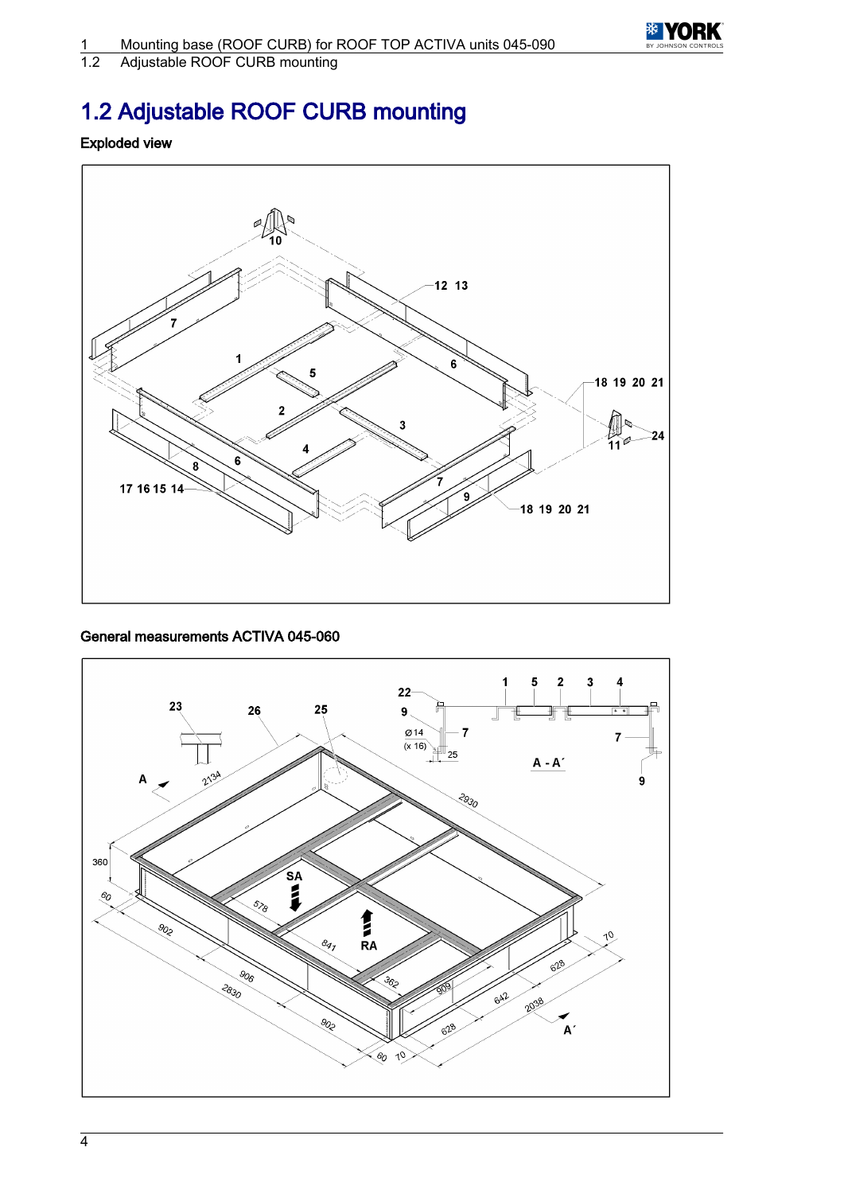# 1.2 Adjustable ROOF CURB mounting

## Exploded view

## General measurements ACTIVA 045-060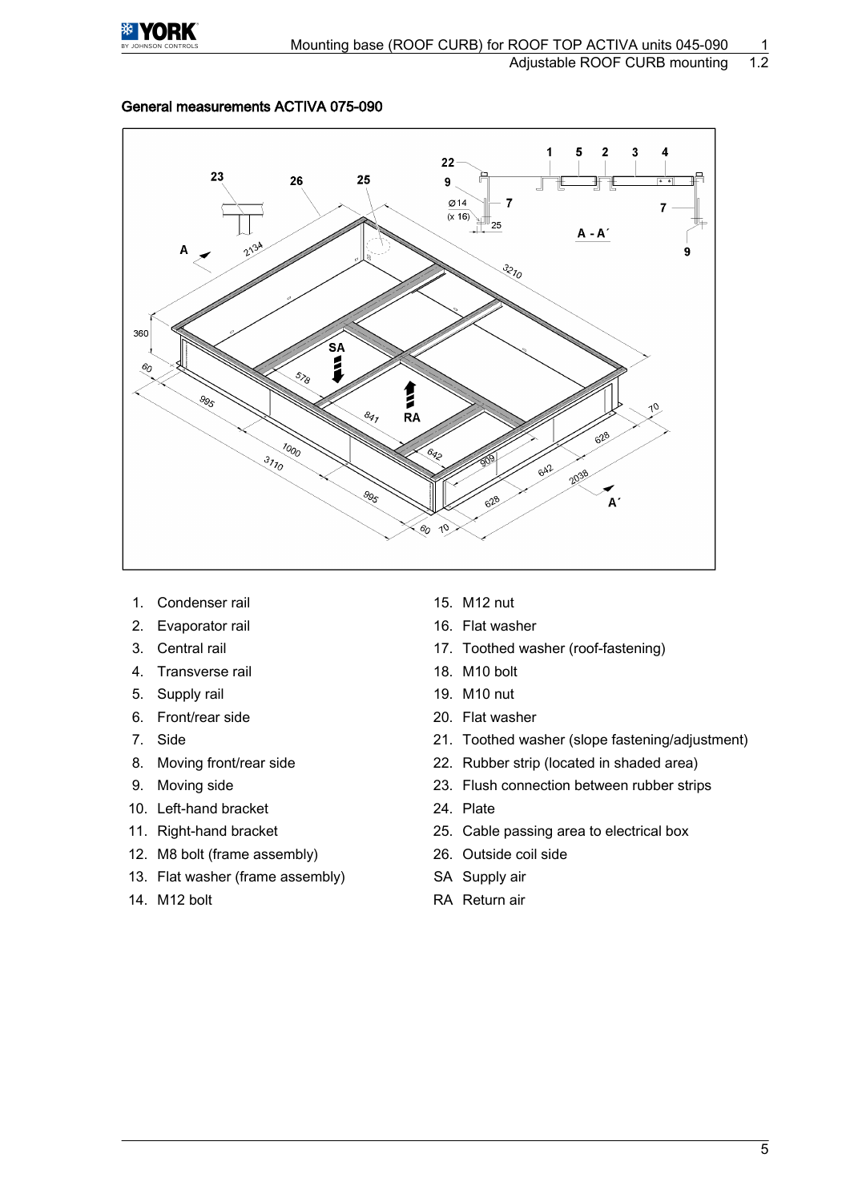### General measurements ACTIVA 075-090

1. Condenser rail
2. Evaporator rail
3. Central rail
4. Transverse rail
5. Supply rail
6. Front/rear side
7. Side
8. Moving front/rear side
9. Moving side
10. Left-hand bracket
11. Right-hand bracket
12. M8 bolt (frame assembly)
13. Flat washer (frame assembly)
14. M12 bolt
15. M12 nut
16. Flat washer
17. Toothed washer (roof-fastening)
18. M10 bolt
19. M10 nut
20. Flat washer
21. Toothed washer (slope fastening/adjustment)
22. Rubber strip (located in shaded area)
23. Flush connection between rubber strips
24. Plate
25. Cable passing area to electrical box
26. Outside coil side

SA Supply air

RA Return air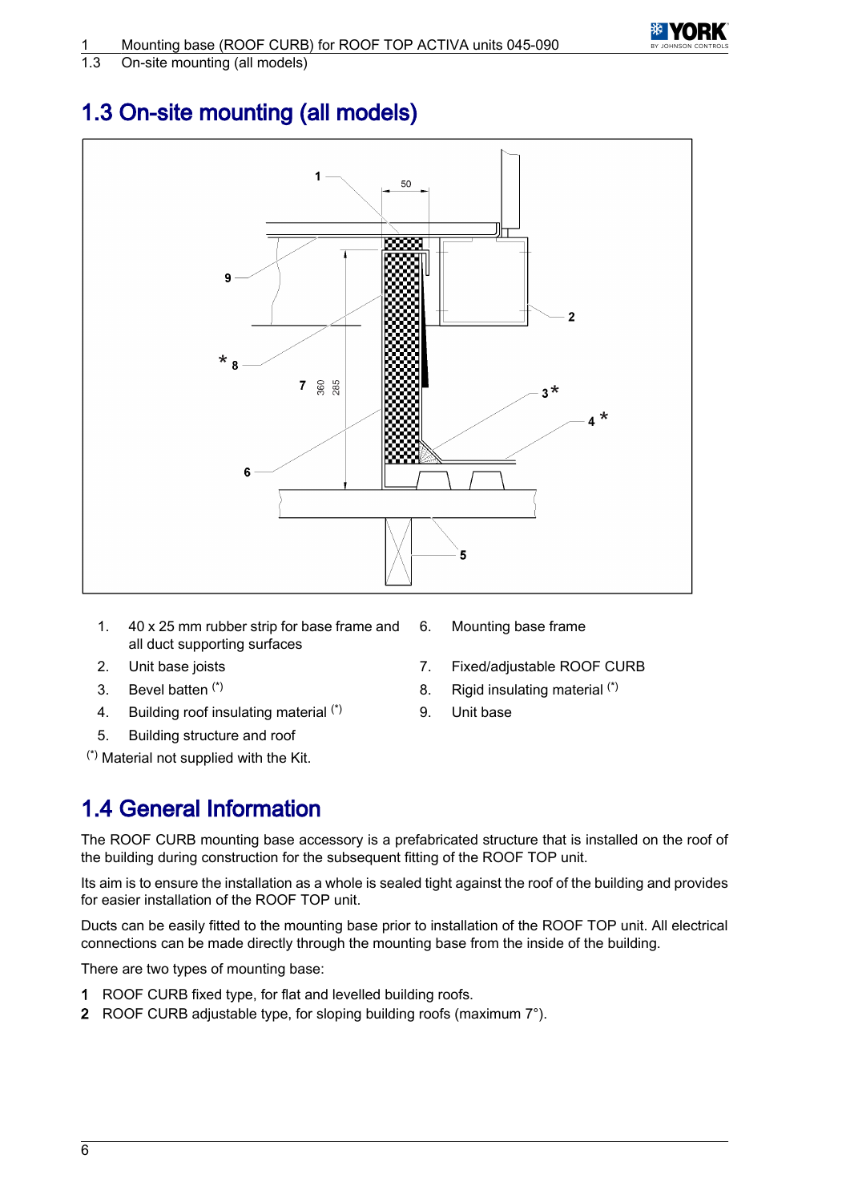## 1.3 On-site mounting (all models)

1. 40 x 25 mm rubber strip for base frame and all duct supporting surfaces
2. Unit base joists
3. Bevel batten [(*)]
4. Building roof insulating material [(*)]
5. Building structure and roof
6. Mounting base frame
7. Fixed/adjustable ROOF CURB
8. Rigid insulating material [(*)]
9. Unit base

[(*)] Material not supplied with the Kit.

## 1.4 General Information

The ROOF CURB mounting base accessory is a prefabricated structure that is installed on the roof of the building during construction for the subsequent fitting of the ROOF TOP unit.

Its aim is to ensure the installation as a whole is sealed tight against the roof of the building and provides for easier installation of the ROOF TOP unit.

Ducts can be easily fitted to the mounting base prior to installation of the ROOF TOP unit. All electrical connections can be made directly through the mounting base from the inside of the building.

There are two types of mounting base:

1. ROOF CURB fixed type, for flat and levelled building roofs.
2. ROOF CURB adjustable type, for sloping building roofs (maximum 7°).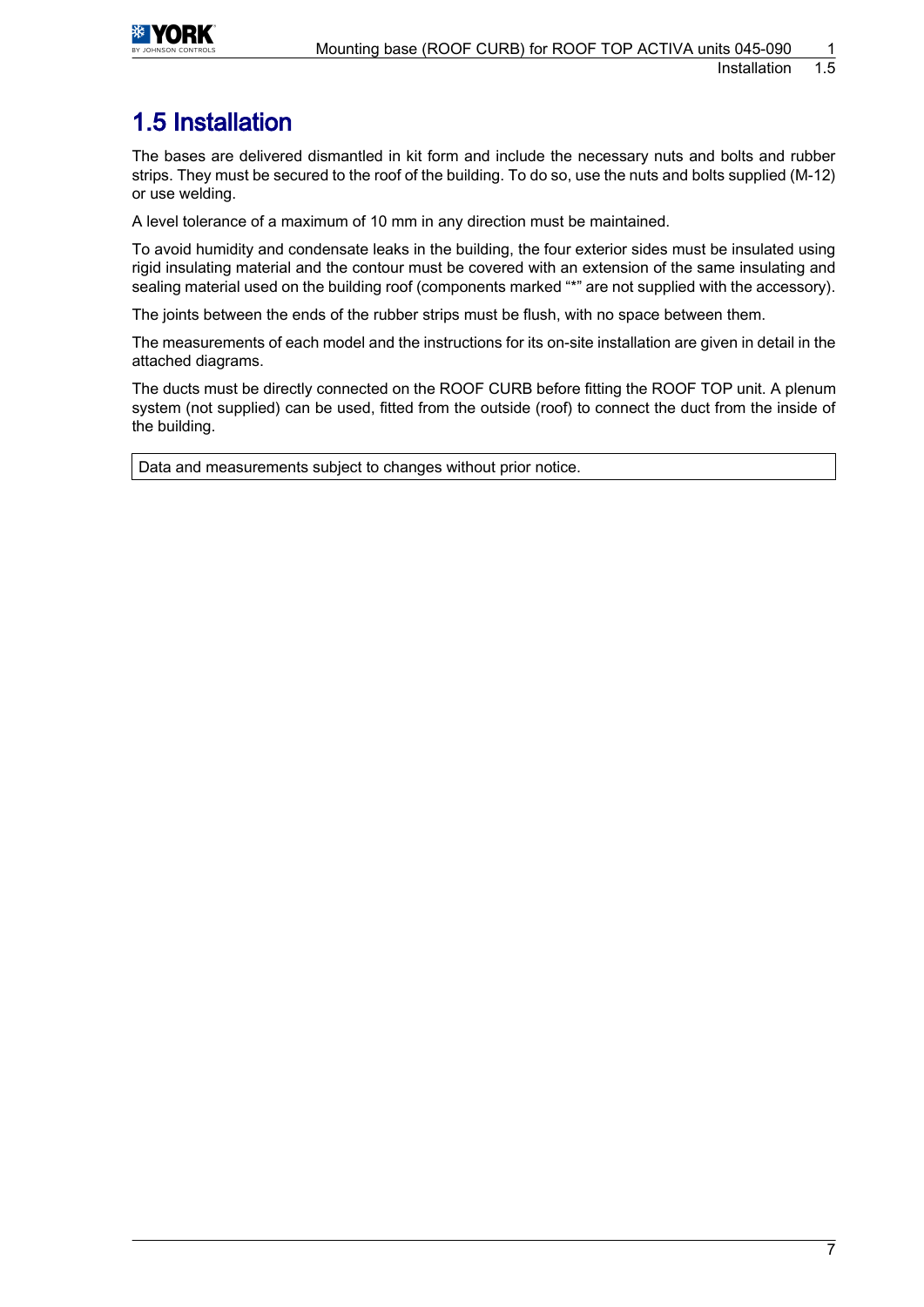# 1.5 Installation

The bases are delivered dismantled in kit form and include the necessary nuts and bolts and rubber strips. They must be secured to the roof of the building. To do so, use the nuts and bolts supplied (M-12) or use welding.

A level tolerance of a maximum of 10 mm in any direction must be maintained.

To avoid humidity and condensate leaks in the building, the four exterior sides must be insulated using rigid insulating material and the contour must be covered with an extension of the same insulating and sealing material used on the building roof (components marked "*" are not supplied with the accessory).

The joints between the ends of the rubber strips must be flush, with no space between them.

The measurements of each model and the instructions for its on-site installation are given in detail in the attached diagrams.

The ducts must be directly connected on the ROOF CURB before fitting the ROOF TOP unit. A plenum system (not supplied) can be used, fitted from the outside (roof) to connect the duct from the inside of the building.

| |
|---|
| Data and measurements subject to changes without prior notice. |